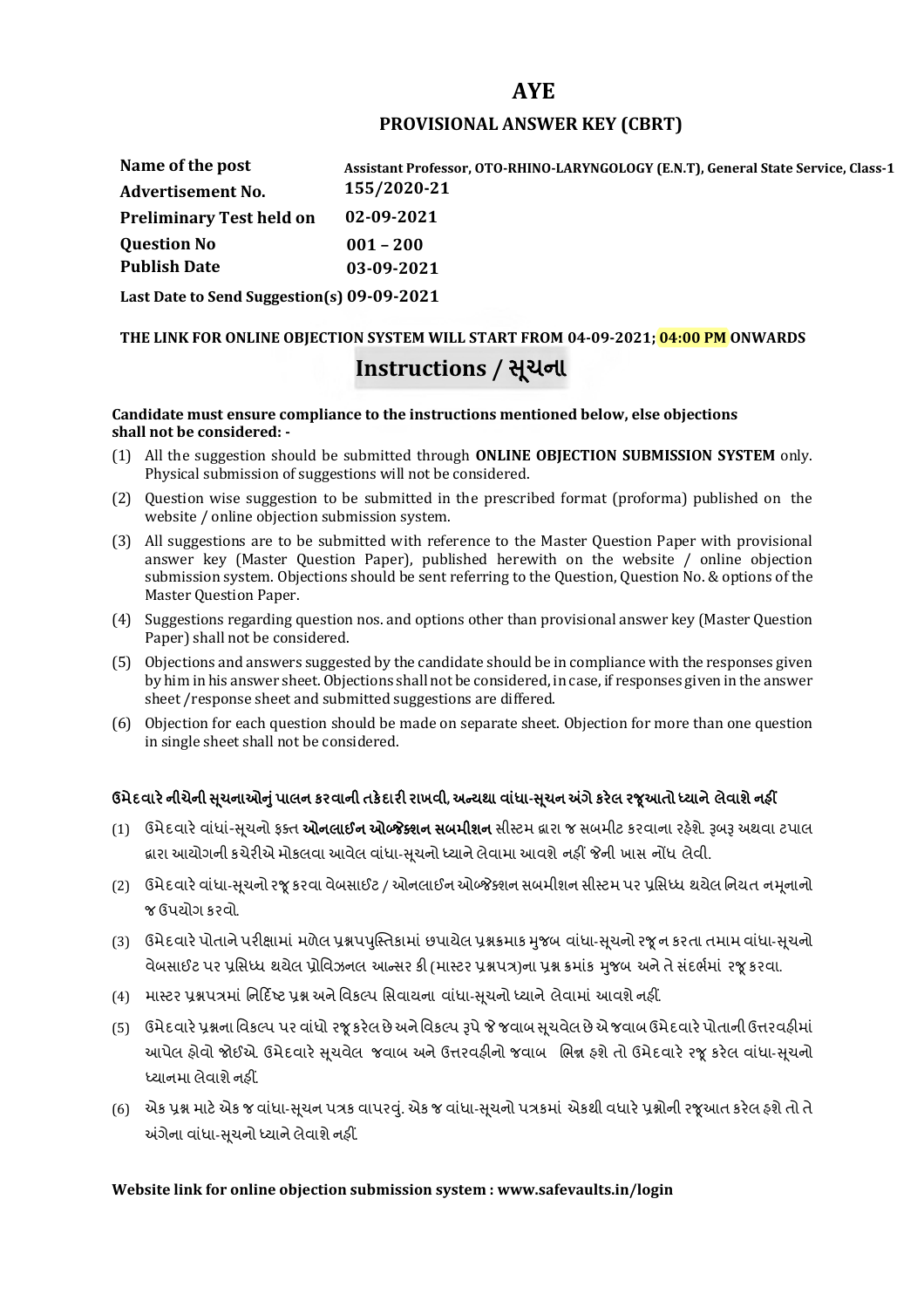# AYE

## PROVISIONAL ANSWER KEY (CBRT)

| | |
|---|---|
| **Name of the post** | **Assistant Professor, OTO-RHINO-LARYNGOLOGY (E.N.T), General State Service, Class-1** |
| **Advertisement No.** | **155/2020-21** |
| **Preliminary Test held on** | **02-09-2021** |
| **Question No** | **001 – 200** |
| **Publish Date** | **03-09-2021** |
| **Last Date to Send Suggestion(s)** | **09-09-2021** |

**THE LINK FOR ONLINE OBJECTION SYSTEM WILL START FROM 04-09-2021; 04:00 PM ONWARDS**

## Instructions / સૂચના

**Candidate must ensure compliance to the instructions mentioned below, else objections shall not be considered: -**

(1) All the suggestion should be submitted through **ONLINE OBJECTION SUBMISSION SYSTEM** only. Physical submission of suggestions will not be considered.

(2) Question wise suggestion to be submitted in the prescribed format (proforma) published on the website / online objection submission system.

(3) All suggestions are to be submitted with reference to the Master Question Paper with provisional answer key (Master Question Paper), published herewith on the website / online objection submission system. Objections should be sent referring to the Question, Question No. & options of the Master Question Paper.

(4) Suggestions regarding question nos. and options other than provisional answer key (Master Question Paper) shall not be considered.

(5) Objections and answers suggested by the candidate should be in compliance with the responses given by him in his answer sheet. Objections shall not be considered, in case, if responses given in the answer sheet /response sheet and submitted suggestions are differed.

(6) Objection for each question should be made on separate sheet. Objection for more than one question in single sheet shall not be considered.

**ઉમેદવારે નીચેની સૂચનાઓનું પાલન કરવાની તકેદારી રાખવી, અન્યથા વાંધા-સૂચન અંગે કરેલ રજૂઆતો ધ્યાને લેવાશે નહીં**

(1) ઉમેદવારે વાંધાં-સૂચનો ફક્ત **ઓનલાઈન ઓબ્જેક્શન સબમીશન** સીસ્ટમ દ્વારા જ સબમીટ કરવાના રહેશે. રૂબરૂ અથવા ટપાલ દ્વારા આયોગની કચેરીએ મોકલવા આવેલ વાંધા-સૂચનો ધ્યાને લેવામા આવશે નહીં જેની ખાસ નોંધ લેવી.

(2) ઉમેદવારે વાંધા-સૂચનો રજૂ કરવા વેબસાઈટ / ઓનલાઈન ઓબ્જેક્શન સબમીશન સીસ્ટમ પર પ્રસિધ્ધ થયેલ નિયત નમૂનાનો જ ઉપયોગ કરવો.

(3) ઉમેદવારે પોતાને પરીક્ષામાં મળેલ પ્રશ્નપુસ્તિકામાં છપાયેલ પ્રશ્નક્રમાક મુજબ વાંધા-સૂચનો રજૂ ન કરતા તમામ વાંધા-સૂચનો વેબસાઈટ પર પ્રસિધ્ધ થયેલ પ્રોવિઝનલ આન્સર કી (માસ્ટર પ્રશ્નપત્ર)ના પ્રશ્ન ક્રમાંક મુજબ અને તે સંદર્ભમાં રજૂ કરવા.

(4) માસ્ટર પ્રશ્નપત્રમાં નિર્દિષ્ટ પ્રશ્ન અને વિકલ્પ સિવાયના વાંધા-સૂચનો ધ્યાને લેવામાં આવશે નહીં.

(5) ઉમેદવારે પ્રશ્નના વિકલ્પ પર વાંધો રજૂ કરેલ છે અને વિકલ્પ રૂપે જે જવાબ સૂચવેલ છે એ જવાબ ઉમેદવારે પોતાની ઉત્તરવહીમાં આપેલ હોવો જોઈએ. ઉમેદવારે સૂચવેલ જવાબ અને ઉત્તરવહીનો જવાબ ભિન્ન હશે તો ઉમેદવારે રજૂ કરેલ વાંધા-સૂચનો ધ્યાનમા લેવાશે નહીં.

(6) એક પ્રશ્ન માટે એક જ વાંધા-સૂચન પત્રક વાપરવું. એક જ વાંધા-સૂચનો પત્રકમાં એકથી વધારે પ્રશ્નોની રજૂઆત કરેલ હશે તો તે અંગેના વાંધા-સૂચનો ધ્યાને લેવાશે નહીં.

**Website link for online objection submission system : www.safevaults.in/login**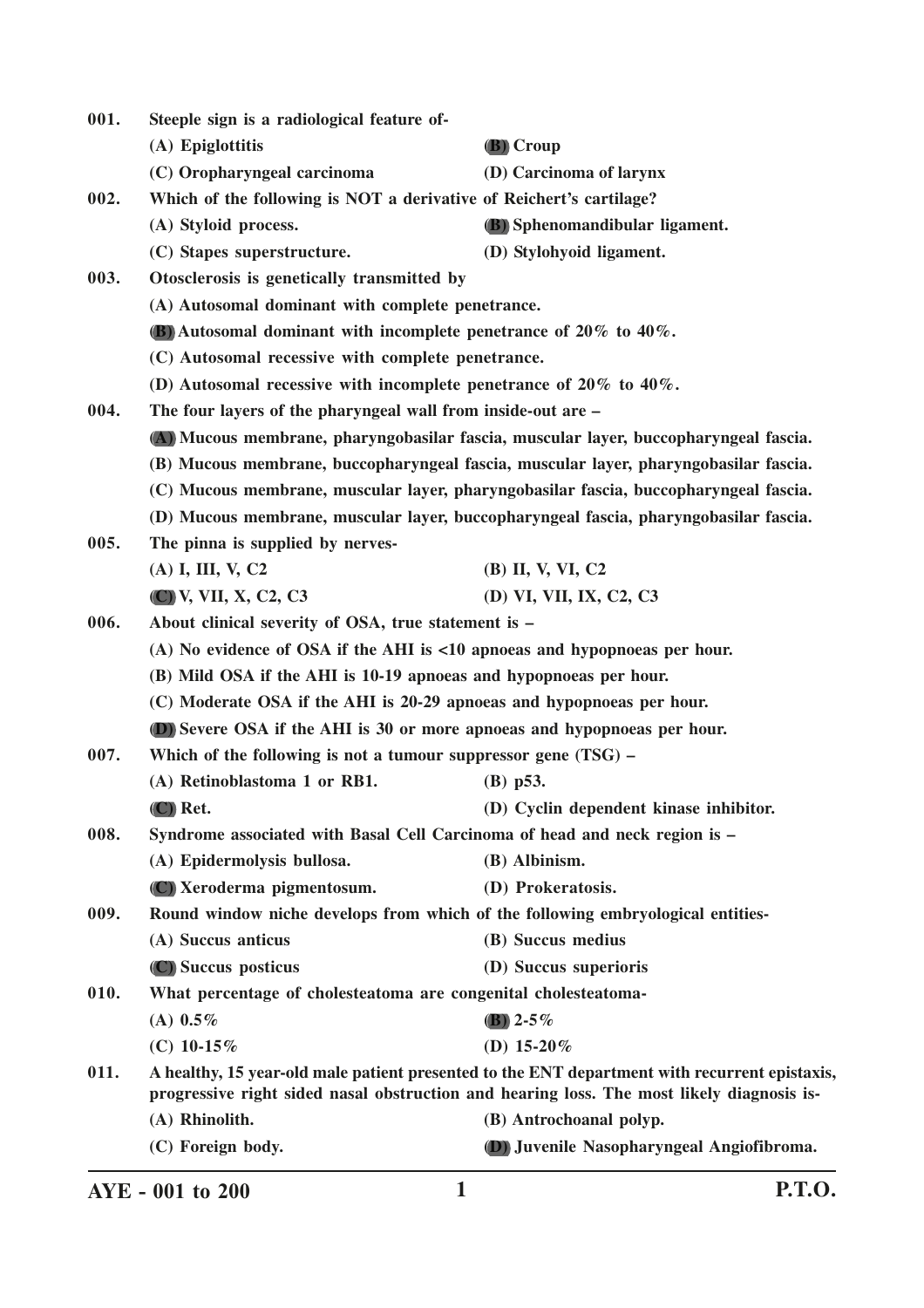**001. Steeple sign is a radiological feature of-**

(A) Epiglottitis
(B) Croup
(C) Oropharyngeal carcinoma
(D) Carcinoma of larynx

**002. Which of the following is NOT a derivative of Reichert's cartilage?**

(A) Styloid process.
(B) Sphenomandibular ligament.
(C) Stapes superstructure.
(D) Stylohyoid ligament.

**003. Otosclerosis is genetically transmitted by**

(A) Autosomal dominant with complete penetrance.
(B) Autosomal dominant with incomplete penetrance of 20% to 40%.
(C) Autosomal recessive with complete penetrance.
(D) Autosomal recessive with incomplete penetrance of 20% to 40%.

**004. The four layers of the pharyngeal wall from inside-out are –**

(A) Mucous membrane, pharyngobasilar fascia, muscular layer, buccopharyngeal fascia.
(B) Mucous membrane, buccopharyngeal fascia, muscular layer, pharyngobasilar fascia.
(C) Mucous membrane, muscular layer, pharyngobasilar fascia, buccopharyngeal fascia.
(D) Mucous membrane, muscular layer, buccopharyngeal fascia, pharyngobasilar fascia.

**005. The pinna is supplied by nerves-**

(A) I, III, V, C2
(B) II, V, VI, C2
(C) V, VII, X, C2, C3
(D) VI, VII, IX, C2, C3

**006. About clinical severity of OSA, true statement is –**

(A) No evidence of OSA if the AHI is <10 apnoeas and hypopnoeas per hour.
(B) Mild OSA if the AHI is 10-19 apnoeas and hypopnoeas per hour.
(C) Moderate OSA if the AHI is 20-29 apnoeas and hypopnoeas per hour.
(D) Severe OSA if the AHI is 30 or more apnoeas and hypopnoeas per hour.

**007. Which of the following is not a tumour suppressor gene (TSG) –**

(A) Retinoblastoma 1 or RB1.
(B) p53.
(C) Ret.
(D) Cyclin dependent kinase inhibitor.

**008. Syndrome associated with Basal Cell Carcinoma of head and neck region is –**

(A) Epidermolysis bullosa.
(B) Albinism.
(C) Xeroderma pigmentosum.
(D) Prokeratosis.

**009. Round window niche develops from which of the following embryological entities-**

(A) Succus anticus
(B) Succus medius
(C) Succus posticus
(D) Succus superioris

**010. What percentage of cholesteatoma are congenital cholesteatoma-**

(A) 0.5%
(B) 2-5%
(C) 10-15%
(D) 15-20%

**011. A healthy, 15 year-old male patient presented to the ENT department with recurrent epistaxis, progressive right sided nasal obstruction and hearing loss. The most likely diagnosis is-**

(A) Rhinolith.
(B) Antrochoanal polyp.
(C) Foreign body.
(D) Juvenile Nasopharyngeal Angiofibroma.

AYE - 001 to 200

P.T.O.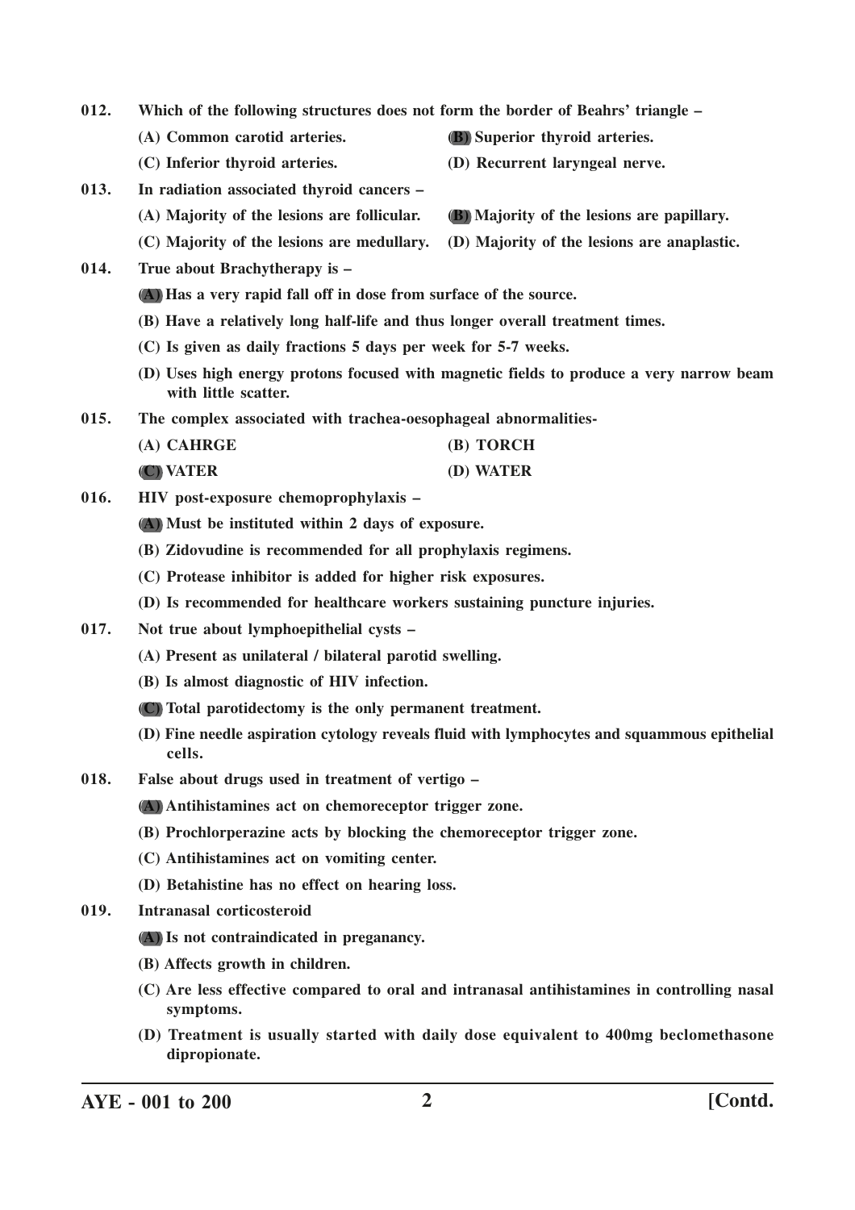**012. Which of the following structures does not form the border of Beahrs' triangle –**

- **(A) Common carotid arteries.**
- **(B) Superior thyroid arteries.**
- **(C) Inferior thyroid arteries.**
- **(D) Recurrent laryngeal nerve.**

**013. In radiation associated thyroid cancers –**

- **(A) Majority of the lesions are follicular.**
- **(B) Majority of the lesions are papillary.**
- **(C) Majority of the lesions are medullary.**
- **(D) Majority of the lesions are anaplastic.**

**014. True about Brachytherapy is –**

- **(A) Has a very rapid fall off in dose from surface of the source.**
- **(B) Have a relatively long half-life and thus longer overall treatment times.**
- **(C) Is given as daily fractions 5 days per week for 5-7 weeks.**
- **(D) Uses high energy protons focused with magnetic fields to produce a very narrow beam with little scatter.**

**015. The complex associated with trachea-oesophageal abnormalities-**

- **(A) CAHRGE**
- **(B) TORCH**
- **(C) VATER**
- **(D) WATER**

**016. HIV post-exposure chemoprophylaxis –**

- **(A) Must be instituted within 2 days of exposure.**
- **(B) Zidovudine is recommended for all prophylaxis regimens.**
- **(C) Protease inhibitor is added for higher risk exposures.**
- **(D) Is recommended for healthcare workers sustaining puncture injuries.**

**017. Not true about lymphoepithelial cysts –**

- **(A) Present as unilateral / bilateral parotid swelling.**
- **(B) Is almost diagnostic of HIV infection.**
- **(C) Total parotidectomy is the only permanent treatment.**
- **(D) Fine needle aspiration cytology reveals fluid with lymphocytes and squammous epithelial cells.**

**018. False about drugs used in treatment of vertigo –**

- **(A) Antihistamines act on chemoreceptor trigger zone.**
- **(B) Prochlorperazine acts by blocking the chemoreceptor trigger zone.**
- **(C) Antihistamines act on vomiting center.**
- **(D) Betahistine has no effect on hearing loss.**

**019. Intranasal corticosteroid**

- **(A) Is not contraindicated in preganancy.**
- **(B) Affects growth in children.**
- **(C) Are less effective compared to oral and intranasal antihistamines in controlling nasal symptoms.**
- **(D) Treatment is usually started with daily dose equivalent to 400mg beclomethasone dipropionate.**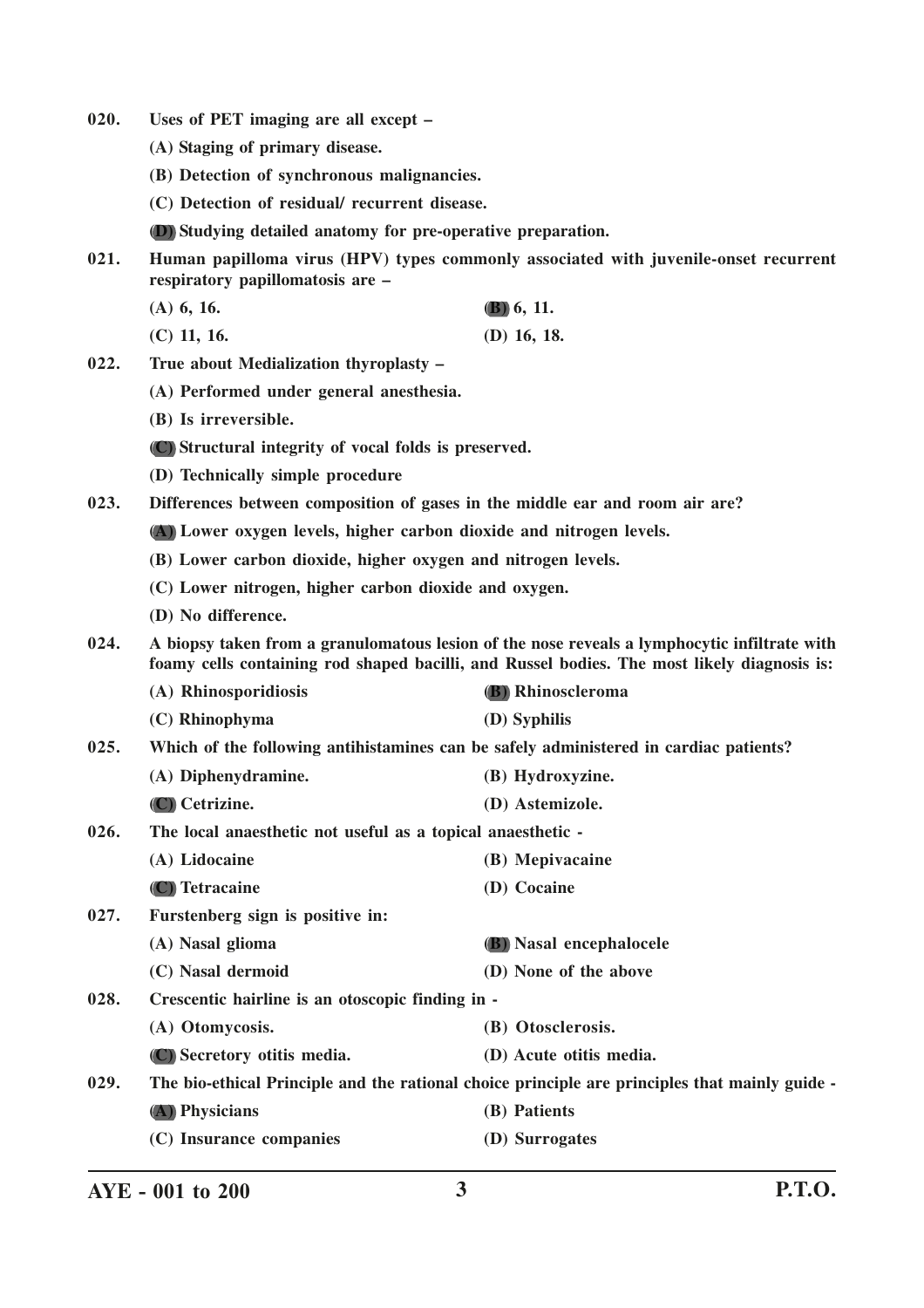020. Uses of PET imaging are all except –

(A) Staging of primary disease.

(B) Detection of synchronous malignancies.

(C) Detection of residual/ recurrent disease.

(D) Studying detailed anatomy for pre-operative preparation.

021. Human papilloma virus (HPV) types commonly associated with juvenile-onset recurrent respiratory papillomatosis are –

(A) 6, 16.	(B) 6, 11.

(C) 11, 16.	(D) 16, 18.

022. True about Medialization thyroplasty –

(A) Performed under general anesthesia.

(B) Is irreversible.

(C) Structural integrity of vocal folds is preserved.

(D) Technically simple procedure

023. Differences between composition of gases in the middle ear and room air are?

(A) Lower oxygen levels, higher carbon dioxide and nitrogen levels.

(B) Lower carbon dioxide, higher oxygen and nitrogen levels.

(C) Lower nitrogen, higher carbon dioxide and oxygen.

(D) No difference.

024. A biopsy taken from a granulomatous lesion of the nose reveals a lymphocytic infiltrate with foamy cells containing rod shaped bacilli, and Russel bodies. The most likely diagnosis is:

(A) Rhinosporidiosis	(B) Rhinoscleroma

(C) Rhinophyma	(D) Syphilis

025. Which of the following antihistamines can be safely administered in cardiac patients?

(A) Diphenydramine.	(B) Hydroxyzine.

(C) Cetrizine.	(D) Astemizole.

026. The local anaesthetic not useful as a topical anaesthetic -

(A) Lidocaine	(B) Mepivacaine

(C) Tetracaine	(D) Cocaine

027. Furstenberg sign is positive in:

(A) Nasal glioma	(B) Nasal encephalocele

(C) Nasal dermoid	(D) None of the above

028. Crescentic hairline is an otoscopic finding in -

(A) Otomycosis.	(B) Otosclerosis.

(C) Secretory otitis media.	(D) Acute otitis media.

029. The bio-ethical Principle and the rational choice principle are principles that mainly guide -

(A) Physicians	(B) Patients

(C) Insurance companies	(D) Surrogates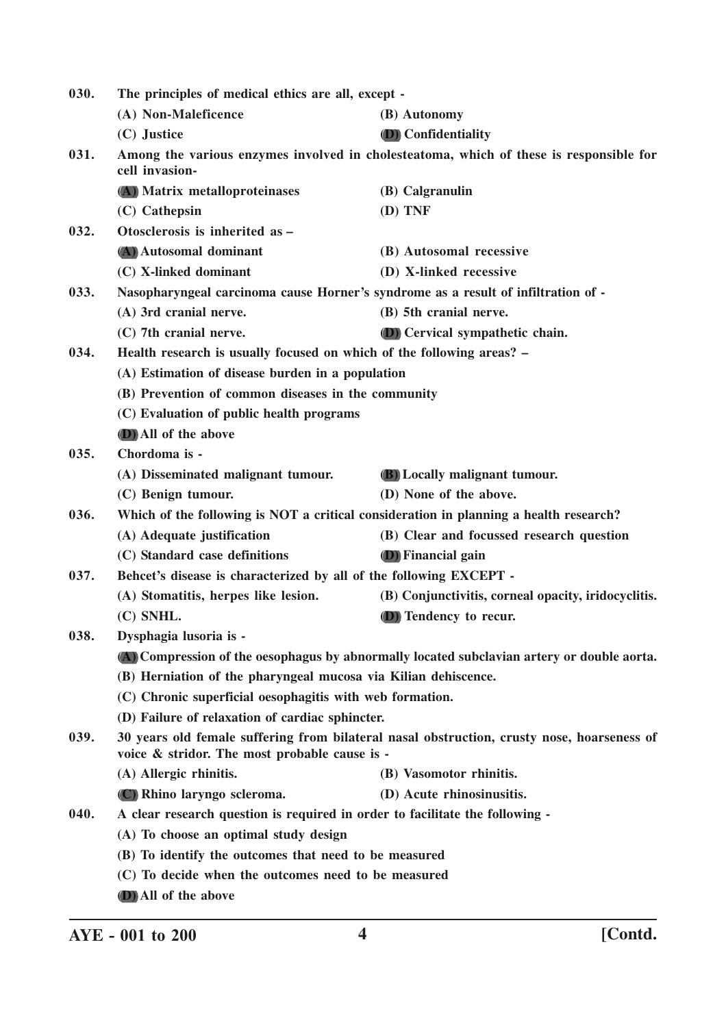**030.** **The principles of medical ethics are all, except -**

(A) Non-Maleficence
(B) Autonomy
(C) Justice
**(D) Confidentiality**

**031.** **Among the various enzymes involved in cholesteatoma, which of these is responsible for cell invasion-**

**(A) Matrix metalloproteinases**
(B) Calgranulin
(C) Cathepsin
(D) TNF

**032.** **Otosclerosis is inherited as –**

**(A) Autosomal dominant**
(B) Autosomal recessive
(C) X-linked dominant
(D) X-linked recessive

**033.** **Nasopharyngeal carcinoma cause Horner's syndrome as a result of infiltration of -**

(A) 3rd cranial nerve.
(B) 5th cranial nerve.
(C) 7th cranial nerve.
**(D) Cervical sympathetic chain.**

**034.** **Health research is usually focused on which of the following areas? –**

(A) Estimation of disease burden in a population
(B) Prevention of common diseases in the community
(C) Evaluation of public health programs
**(D) All of the above**

**035.** **Chordoma is -**

(A) Disseminated malignant tumour.
**(B) Locally malignant tumour.**
(C) Benign tumour.
(D) None of the above.

**036.** **Which of the following is NOT a critical consideration in planning a health research?**

(A) Adequate justification
(B) Clear and focussed research question
(C) Standard case definitions
**(D) Financial gain**

**037.** **Behcet's disease is characterized by all of the following EXCEPT -**

(A) Stomatitis, herpes like lesion.
(B) Conjunctivitis, corneal opacity, iridocyclitis.
(C) SNHL.
**(D) Tendency to recur.**

**038.** **Dysphagia lusoria is -**

**(A) Compression of the oesophagus by abnormally located subclavian artery or double aorta.**
(B) Herniation of the pharyngeal mucosa via Kilian dehiscence.
(C) Chronic superficial oesophagitis with web formation.
(D) Failure of relaxation of cardiac sphincter.

**039.** **30 years old female suffering from bilateral nasal obstruction, crusty nose, hoarseness of voice & stridor. The most probable cause is -**

(A) Allergic rhinitis.
(B) Vasomotor rhinitis.
**(C) Rhino laryngo scleroma.**
(D) Acute rhinosinusitis.

**040.** **A clear research question is required in order to facilitate the following -**

(A) To choose an optimal study design
(B) To identify the outcomes that need to be measured
(C) To decide when the outcomes need to be measured
**(D) All of the above**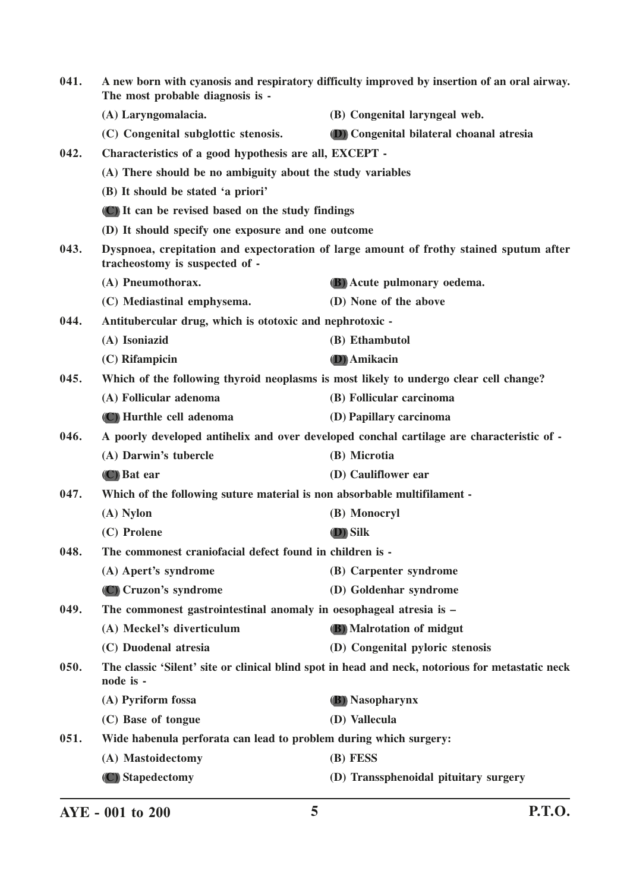**041. A new born with cyanosis and respiratory difficulty improved by insertion of an oral airway. The most probable diagnosis is -**

(A) Laryngomalacia.
(B) Congenital laryngeal web.
(C) Congenital subglottic stenosis.
(D) Congenital bilateral choanal atresia

**042. Characteristics of a good hypothesis are all, EXCEPT -**

(A) There should be no ambiguity about the study variables
(B) It should be stated 'a priori'
(C) It can be revised based on the study findings
(D) It should specify one exposure and one outcome

**043. Dyspnoea, crepitation and expectoration of large amount of frothy stained sputum after tracheostomy is suspected of -**

(A) Pneumothorax.
(B) Acute pulmonary oedema.
(C) Mediastinal emphysema.
(D) None of the above

**044. Antitubercular drug, which is ototoxic and nephrotoxic -**

(A) Isoniazid
(B) Ethambutol
(C) Rifampicin
(D) Amikacin

**045. Which of the following thyroid neoplasms is most likely to undergo clear cell change?**

(A) Follicular adenoma
(B) Follicular carcinoma
(C) Hurthle cell adenoma
(D) Papillary carcinoma

**046. A poorly developed antihelix and over developed conchal cartilage are characteristic of -**

(A) Darwin's tubercle
(B) Microtia
(C) Bat ear
(D) Cauliflower ear

**047. Which of the following suture material is non absorbable multifilament -**

(A) Nylon
(B) Monocryl
(C) Prolene
(D) Silk

**048. The commonest craniofacial defect found in children is -**

(A) Apert's syndrome
(B) Carpenter syndrome
(C) Cruzon's syndrome
(D) Goldenhar syndrome

**049. The commonest gastrointestinal anomaly in oesophageal atresia is –**

(A) Meckel's diverticulum
(B) Malrotation of midgut
(C) Duodenal atresia
(D) Congenital pyloric stenosis

**050. The classic 'Silent' site or clinical blind spot in head and neck, notorious for metastatic neck node is -**

(A) Pyriform fossa
(B) Nasopharynx
(C) Base of tongue
(D) Vallecula

**051. Wide habenula perforata can lead to problem during which surgery:**

(A) Mastoidectomy
(B) FESS
(C) Stapedectomy
(D) Transsphenoidal pituitary surgery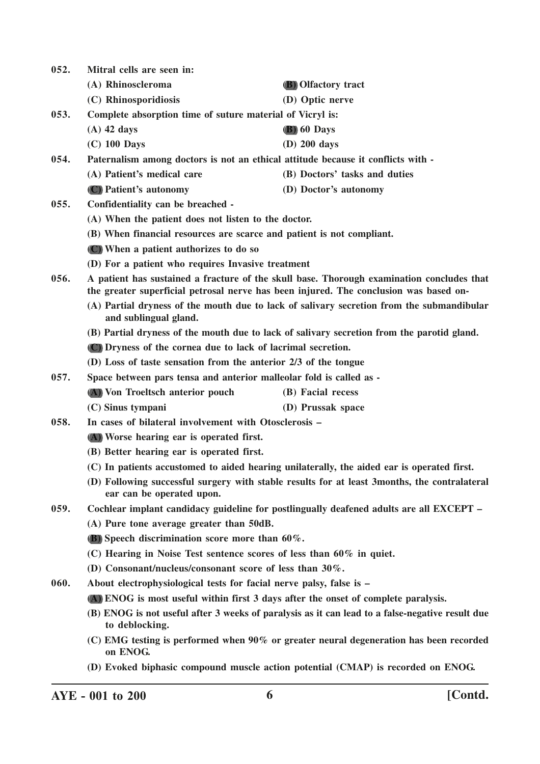**052. Mitral cells are seen in:**

(A) Rhinoscleroma

(B) Olfactory tract

(C) Rhinosporidiosis

(D) Optic nerve

**053. Complete absorption time of suture material of Vicryl is:**

(A) 42 days

(B) 60 Days

(C) 100 Days

(D) 200 days

**054. Paternalism among doctors is not an ethical attitude because it conflicts with -**

(A) Patient's medical care

(B) Doctors' tasks and duties

(C) Patient's autonomy

(D) Doctor's autonomy

**055. Confidentiality can be breached -**

(A) When the patient does not listen to the doctor.

(B) When financial resources are scarce and patient is not compliant.

(C) When a patient authorizes to do so

(D) For a patient who requires Invasive treatment

**056. A patient has sustained a fracture of the skull base. Thorough examination concludes that the greater superficial petrosal nerve has been injured. The conclusion was based on-**

(A) Partial dryness of the mouth due to lack of salivary secretion from the submandibular and sublingual gland.

(B) Partial dryness of the mouth due to lack of salivary secretion from the parotid gland.

(C) Dryness of the cornea due to lack of lacrimal secretion.

(D) Loss of taste sensation from the anterior 2/3 of the tongue

**057. Space between pars tensa and anterior malleolar fold is called as -**

(A) Von Troeltsch anterior pouch

(B) Facial recess

(C) Sinus tympani

(D) Prussak space

**058. In cases of bilateral involvement with Otosclerosis –**

(A) Worse hearing ear is operated first.

(B) Better hearing ear is operated first.

(C) In patients accustomed to aided hearing unilaterally, the aided ear is operated first.

(D) Following successful surgery with stable results for at least 3months, the contralateral ear can be operated upon.

**059. Cochlear implant candidacy guideline for postlingually deafened adults are all EXCEPT –**

(A) Pure tone average greater than 50dB.

(B) Speech discrimination score more than 60%.

(C) Hearing in Noise Test sentence scores of less than 60% in quiet.

(D) Consonant/nucleus/consonant score of less than 30%.

**060. About electrophysiological tests for facial nerve palsy, false is –**

(A) ENOG is most useful within first 3 days after the onset of complete paralysis.

(B) ENOG is not useful after 3 weeks of paralysis as it can lead to a false-negative result due to deblocking.

(C) EMG testing is performed when 90% or greater neural degeneration has been recorded on ENOG.

(D) Evoked biphasic compound muscle action potential (CMAP) is recorded on ENOG.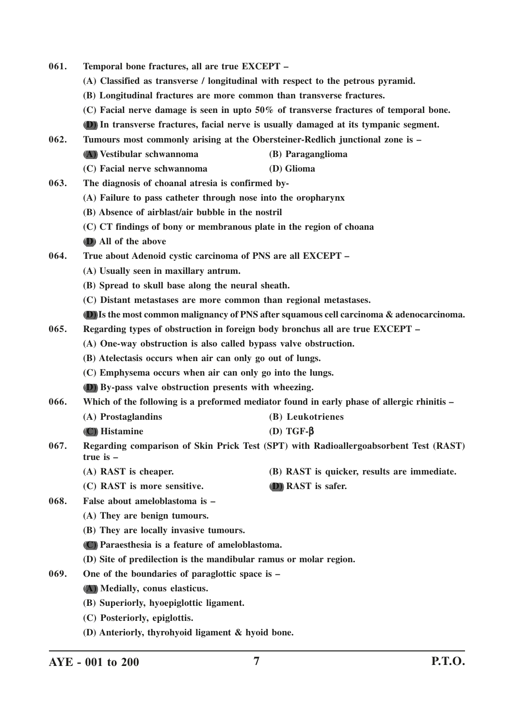**061. Temporal bone fractures, all are true EXCEPT –**

(A) Classified as transverse / longitudinal with respect to the petrous pyramid.

(B) Longitudinal fractures are more common than transverse fractures.

(C) Facial nerve damage is seen in upto 50% of transverse fractures of temporal bone.

(D) In transverse fractures, facial nerve is usually damaged at its tympanic segment.

**062. Tumours most commonly arising at the Obersteiner-Redlich junctional zone is –**

(A) Vestibular schwannoma (B) Paraganglioma

(C) Facial nerve schwannoma (D) Glioma

**063. The diagnosis of choanal atresia is confirmed by-**

(A) Failure to pass catheter through nose into the oropharynx

(B) Absence of airblast/air bubble in the nostril

(C) CT findings of bony or membranous plate in the region of choana

(D) All of the above

**064. True about Adenoid cystic carcinoma of PNS are all EXCEPT –**

(A) Usually seen in maxillary antrum.

(B) Spread to skull base along the neural sheath.

(C) Distant metastases are more common than regional metastases.

(D) Is the most common malignancy of PNS after squamous cell carcinoma & adenocarcinoma.

**065. Regarding types of obstruction in foreign body bronchus all are true EXCEPT –**

(A) One-way obstruction is also called bypass valve obstruction.

(B) Atelectasis occurs when air can only go out of lungs.

(C) Emphysema occurs when air can only go into the lungs.

(D) By-pass valve obstruction presents with wheezing.

**066. Which of the following is a preformed mediator found in early phase of allergic rhinitis –**

(A) Prostaglandins (B) Leukotrienes

(C) Histamine (D) TGF-$\beta$

**067. Regarding comparison of Skin Prick Test (SPT) with Radioallergoabsorbent Test (RAST) true is –**

(A) RAST is cheaper. (B) RAST is quicker, results are immediate.

(C) RAST is more sensitive. (D) RAST is safer.

**068. False about ameloblastoma is –**

(A) They are benign tumours.

(B) They are locally invasive tumours.

(C) Paraesthesia is a feature of ameloblastoma.

(D) Site of predilection is the mandibular ramus or molar region.

**069. One of the boundaries of paraglottic space is –**

(A) Medially, conus elasticus.

(B) Superiorly, hyoepiglottic ligament.

(C) Posteriorly, epiglottis.

(D) Anteriorly, thyrohyoid ligament & hyoid bone.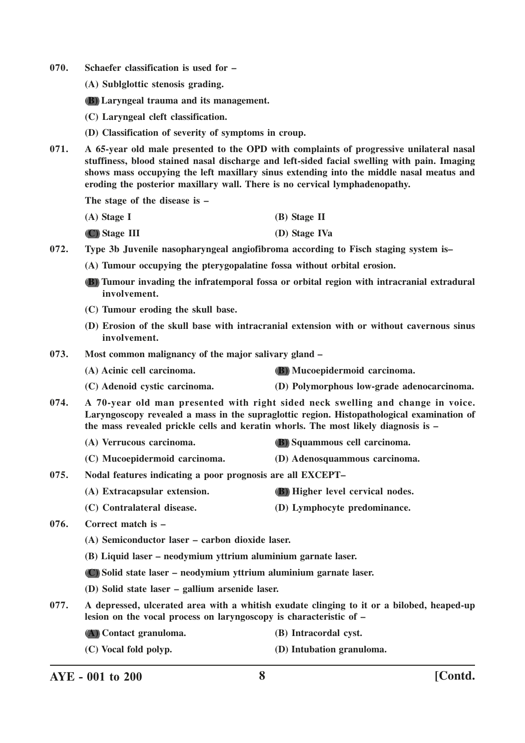**070. Schaefer classification is used for –**

**(A) Sublglottic stenosis grading.**

**(B) Laryngeal trauma and its management.**

**(C) Laryngeal cleft classification.**

**(D) Classification of severity of symptoms in croup.**

**071. A 65-year old male presented to the OPD with complaints of progressive unilateral nasal stuffiness, blood stained nasal discharge and left-sided facial swelling with pain. Imaging shows mass occupying the left maxillary sinus extending into the middle nasal meatus and eroding the posterior maxillary wall. There is no cervical lymphadenopathy.**

**The stage of the disease is –**

**(A) Stage I** **(B) Stage II**

**(C) Stage III** **(D) Stage IVa**

**072. Type 3b Juvenile nasopharyngeal angiofibroma according to Fisch staging system is–**

**(A) Tumour occupying the pterygopalatine fossa without orbital erosion.**

**(B) Tumour invading the infratemporal fossa or orbital region with intracranial extradural involvement.**

**(C) Tumour eroding the skull base.**

**(D) Erosion of the skull base with intracranial extension with or without cavernous sinus involvement.**

**073. Most common malignancy of the major salivary gland –**

**(A) Acinic cell carcinoma.** **(B) Mucoepidermoid carcinoma.**

**(C) Adenoid cystic carcinoma.** **(D) Polymorphous low-grade adenocarcinoma.**

**074. A 70-year old man presented with right sided neck swelling and change in voice. Laryngoscopy revealed a mass in the supraglottic region. Histopathological examination of the mass revealed prickle cells and keratin whorls. The most likely diagnosis is –**

**(A) Verrucous carcinoma.** **(B) Squammous cell carcinoma.**

**(C) Mucoepidermoid carcinoma.** **(D) Adenosquammous carcinoma.**

**075. Nodal features indicating a poor prognosis are all EXCEPT–**

**(A) Extracapsular extension.** **(B) Higher level cervical nodes.**

**(C) Contralateral disease.** **(D) Lymphocyte predominance.**

**076. Correct match is –**

**(A) Semiconductor laser – carbon dioxide laser.**

**(B) Liquid laser – neodymium yttrium aluminium garnate laser.**

**(C) Solid state laser – neodymium yttrium aluminium garnate laser.**

**(D) Solid state laser – gallium arsenide laser.**

**077. A depressed, ulcerated area with a whitish exudate clinging to it or a bilobed, heaped-up lesion on the vocal process on laryngoscopy is characteristic of –**

**(A) Contact granuloma.** **(B) Intracordal cyst.**

**(C) Vocal fold polyp.** **(D) Intubation granuloma.**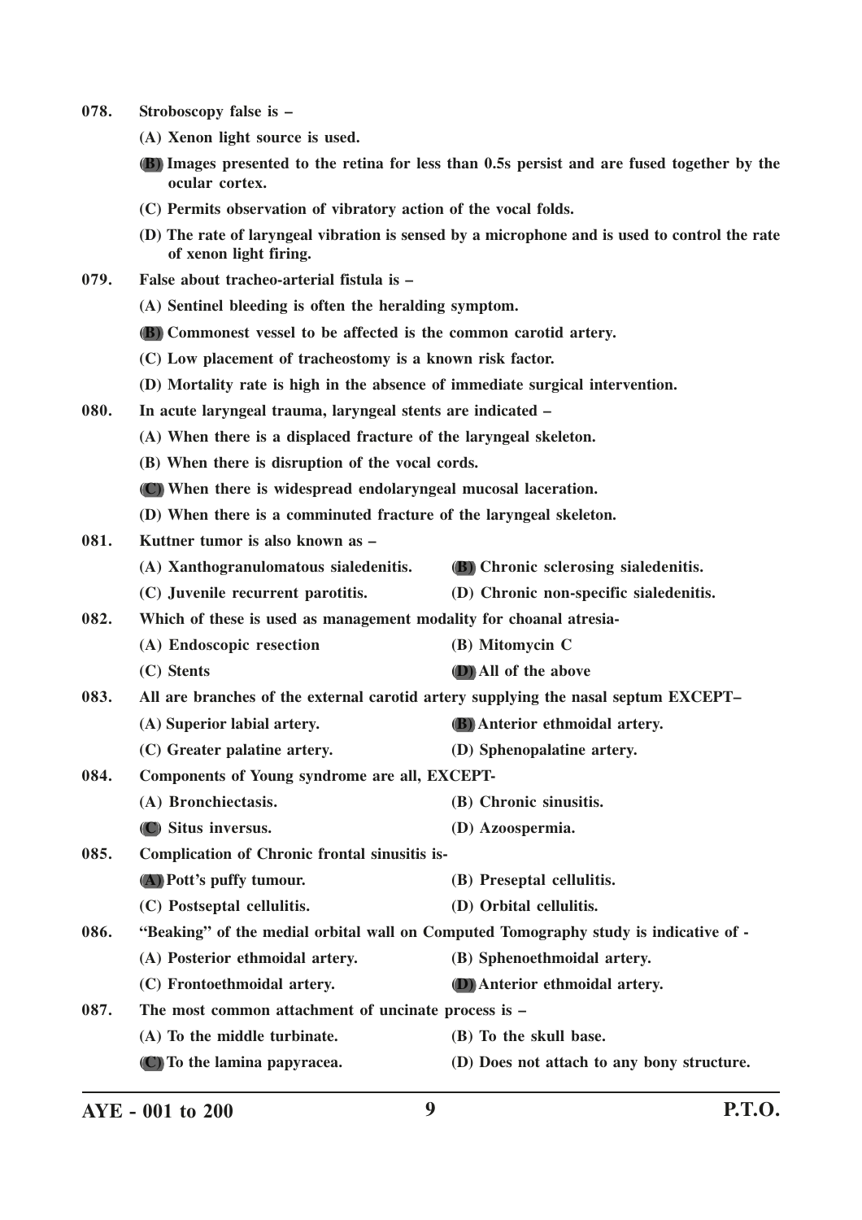078. Stroboscopy false is –

(A) Xenon light source is used.

(B) Images presented to the retina for less than 0.5s persist and are fused together by the ocular cortex.

(C) Permits observation of vibratory action of the vocal folds.

(D) The rate of laryngeal vibration is sensed by a microphone and is used to control the rate of xenon light firing.

079. False about tracheo-arterial fistula is –

(A) Sentinel bleeding is often the heralding symptom.

(B) Commonest vessel to be affected is the common carotid artery.

(C) Low placement of tracheostomy is a known risk factor.

(D) Mortality rate is high in the absence of immediate surgical intervention.

080. In acute laryngeal trauma, laryngeal stents are indicated –

(A) When there is a displaced fracture of the laryngeal skeleton.

(B) When there is disruption of the vocal cords.

(C) When there is widespread endolaryngeal mucosal laceration.

(D) When there is a comminuted fracture of the laryngeal skeleton.

081. Kuttner tumor is also known as –

(A) Xanthogranulomatous sialedenitis.
(B) Chronic sclerosing sialedenitis.
(C) Juvenile recurrent parotitis.
(D) Chronic non-specific sialedenitis.

082. Which of these is used as management modality for choanal atresia-

(A) Endoscopic resection
(B) Mitomycin C
(C) Stents
(D) All of the above

083. All are branches of the external carotid artery supplying the nasal septum EXCEPT–

(A) Superior labial artery.
(B) Anterior ethmoidal artery.
(C) Greater palatine artery.
(D) Sphenopalatine artery.

084. Components of Young syndrome are all, EXCEPT-

(A) Bronchiectasis.
(B) Chronic sinusitis.
(C) Situs inversus.
(D) Azoospermia.

085. Complication of Chronic frontal sinusitis is-

(A) Pott's puffy tumour.
(B) Preseptal cellulitis.
(C) Postseptal cellulitis.
(D) Orbital cellulitis.

086. "Beaking" of the medial orbital wall on Computed Tomography study is indicative of -

(A) Posterior ethmoidal artery.
(B) Sphenoethmoidal artery.
(C) Frontoethmoidal artery.
(D) Anterior ethmoidal artery.

087. The most common attachment of uncinate process is –

(A) To the middle turbinate.
(B) To the skull base.
(C) To the lamina papyracea.
(D) Does not attach to any bony structure.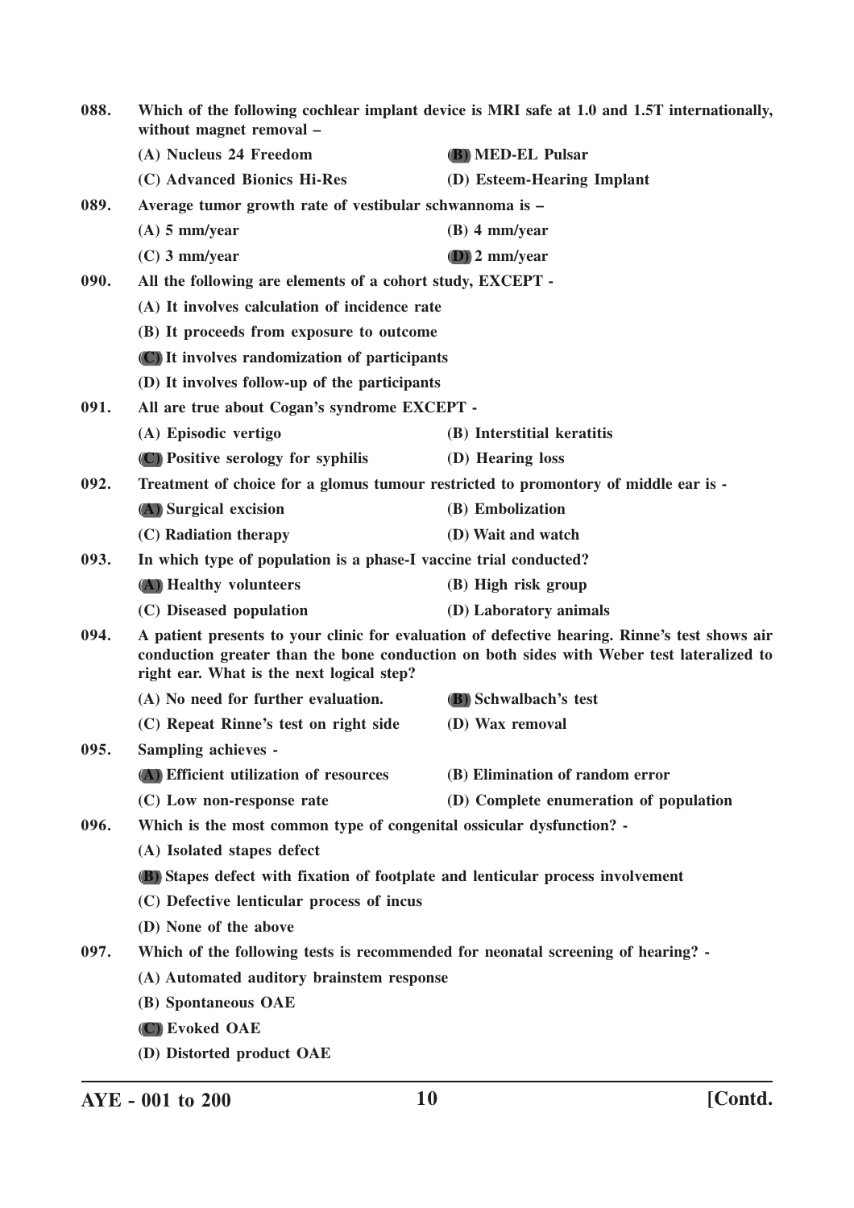**088. Which of the following cochlear implant device is MRI safe at 1.0 and 1.5T internationally, without magnet removal –**

(A) Nucleus 24 Freedom
(B) MED-EL Pulsar
(C) Advanced Bionics Hi-Res
(D) Esteem-Hearing Implant

**089. Average tumor growth rate of vestibular schwannoma is –**

(A) 5 mm/year
(B) 4 mm/year
(C) 3 mm/year
(D) 2 mm/year

**090. All the following are elements of a cohort study, EXCEPT -**

(A) It involves calculation of incidence rate
(B) It proceeds from exposure to outcome
(C) It involves randomization of participants
(D) It involves follow-up of the participants

**091. All are true about Cogan's syndrome EXCEPT -**

(A) Episodic vertigo
(B) Interstitial keratitis
(C) Positive serology for syphilis
(D) Hearing loss

**092. Treatment of choice for a glomus tumour restricted to promontory of middle ear is -**

(A) Surgical excision
(B) Embolization
(C) Radiation therapy
(D) Wait and watch

**093. In which type of population is a phase-I vaccine trial conducted?**

(A) Healthy volunteers
(B) High risk group
(C) Diseased population
(D) Laboratory animals

**094. A patient presents to your clinic for evaluation of defective hearing. Rinne's test shows air conduction greater than the bone conduction on both sides with Weber test lateralized to right ear. What is the next logical step?**

(A) No need for further evaluation.
(B) Schwalbach's test
(C) Repeat Rinne's test on right side
(D) Wax removal

**095. Sampling achieves -**

(A) Efficient utilization of resources
(B) Elimination of random error
(C) Low non-response rate
(D) Complete enumeration of population

**096. Which is the most common type of congenital ossicular dysfunction? -**

(A) Isolated stapes defect
(B) Stapes defect with fixation of footplate and lenticular process involvement
(C) Defective lenticular process of incus
(D) None of the above

**097. Which of the following tests is recommended for neonatal screening of hearing? -**

(A) Automated auditory brainstem response
(B) Spontaneous OAE
(C) Evoked OAE
(D) Distorted product OAE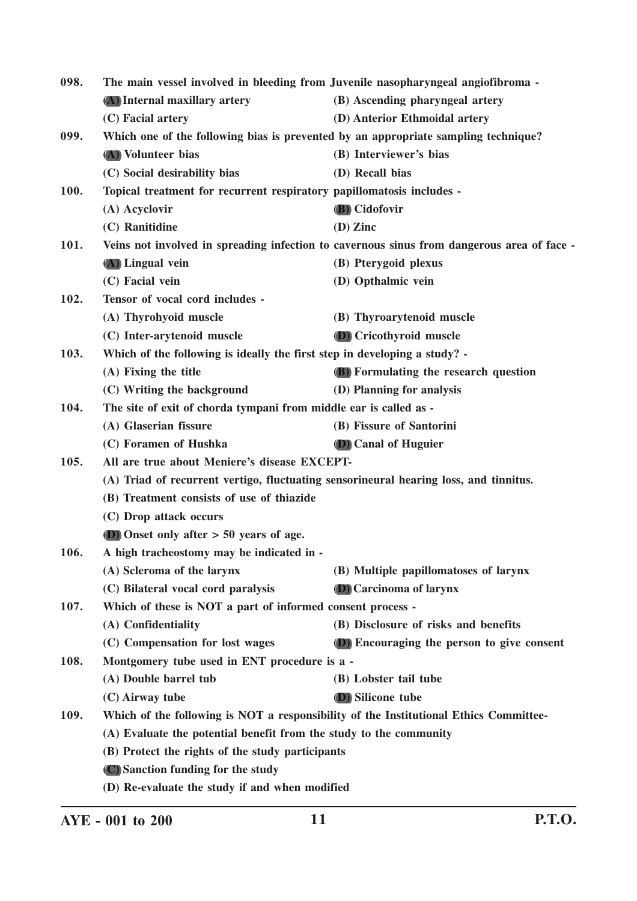098. The main vessel involved in bleeding from Juvenile nasopharyngeal angiofibroma -

(A) Internal maxillary artery
(B) Ascending pharyngeal artery
(C) Facial artery
(D) Anterior Ethmoidal artery

099. Which one of the following bias is prevented by an appropriate sampling technique?

(A) Volunteer bias
(B) Interviewer's bias
(C) Social desirability bias
(D) Recall bias

100. Topical treatment for recurrent respiratory papillomatosis includes -

(A) Acyclovir
(B) Cidofovir
(C) Ranitidine
(D) Zinc

101. Veins not involved in spreading infection to cavernous sinus from dangerous area of face -

(A) Lingual vein
(B) Pterygoid plexus
(C) Facial vein
(D) Opthalmic vein

102. Tensor of vocal cord includes -

(A) Thyrohyoid muscle
(B) Thyroarytenoid muscle
(C) Inter-arytenoid muscle
(D) Cricothyroid muscle

103. Which of the following is ideally the first step in developing a study? -

(A) Fixing the title
(B) Formulating the research question
(C) Writing the background
(D) Planning for analysis

104. The site of exit of chorda tympani from middle ear is called as -

(A) Glaserian fissure
(B) Fissure of Santorini
(C) Foramen of Hushka
(D) Canal of Huguier

105. All are true about Meniere's disease EXCEPT-

(A) Triad of recurrent vertigo, fluctuating sensorineural hearing loss, and tinnitus.
(B) Treatment consists of use of thiazide
(C) Drop attack occurs
(D) Onset only after > 50 years of age.

106. A high tracheostomy may be indicated in -

(A) Scleroma of the larynx
(B) Multiple papillomatoses of larynx
(C) Bilateral vocal cord paralysis
(D) Carcinoma of larynx

107. Which of these is NOT a part of informed consent process -

(A) Confidentiality
(B) Disclosure of risks and benefits
(C) Compensation for lost wages
(D) Encouraging the person to give consent

108. Montgomery tube used in ENT procedure is a -

(A) Double barrel tub
(B) Lobster tail tube
(C) Airway tube
(D) Silicone tube

109. Which of the following is NOT a responsibility of the Institutional Ethics Committee-

(A) Evaluate the potential benefit from the study to the community
(B) Protect the rights of the study participants
(C) Sanction funding for the study
(D) Re-evaluate the study if and when modified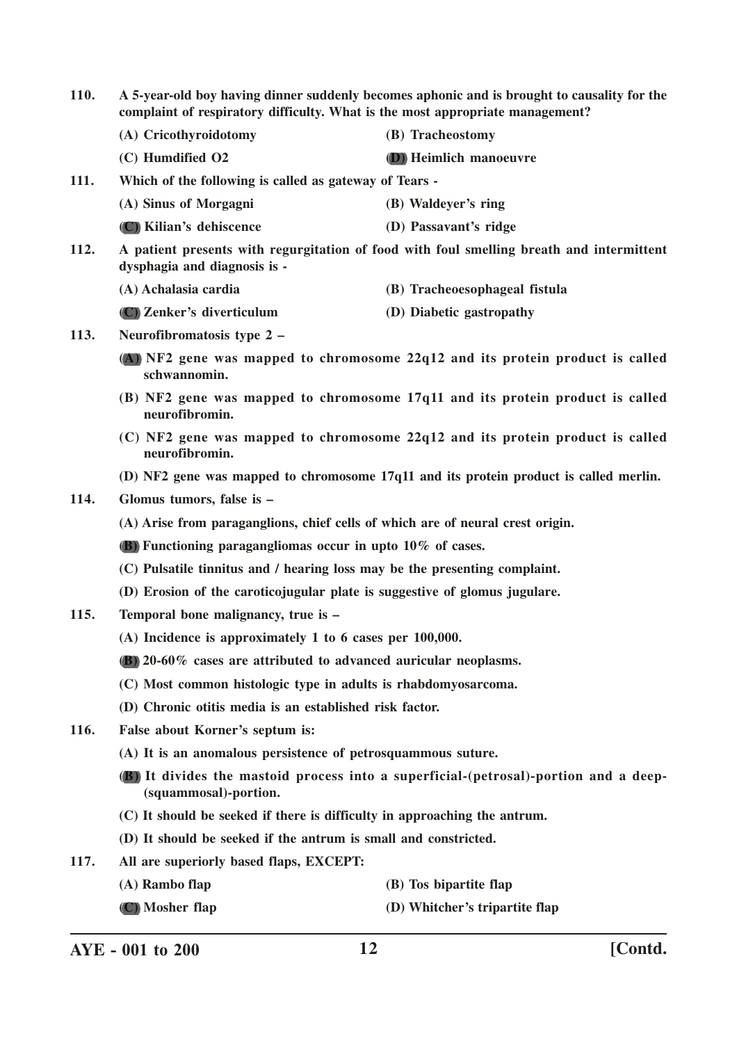110. A 5-year-old boy having dinner suddenly becomes aphonic and is brought to causality for the complaint of respiratory difficulty. What is the most appropriate management?

(A) Cricothyroidotomy
(B) Tracheostomy
(C) Humdified O2
(D) Heimlich manoeuvre

111. Which of the following is called as gateway of Tears -

(A) Sinus of Morgagni
(B) Waldeyer's ring
(C) Kilian's dehiscence
(D) Passavant's ridge

112. A patient presents with regurgitation of food with foul smelling breath and intermittent dysphagia and diagnosis is -

(A) Achalasia cardia
(B) Tracheoesophageal fistula
(C) Zenker's diverticulum
(D) Diabetic gastropathy

113. Neurofibromatosis type 2 –

(A) NF2 gene was mapped to chromosome 22q12 and its protein product is called schwannomin.

(B) NF2 gene was mapped to chromosome 17q11 and its protein product is called neurofibromin.

(C) NF2 gene was mapped to chromosome 22q12 and its protein product is called neurofibromin.

(D) NF2 gene was mapped to chromosome 17q11 and its protein product is called merlin.

114. Glomus tumors, false is –

(A) Arise from paraganglions, chief cells of which are of neural crest origin.

(B) Functioning paragangliomas occur in upto 10% of cases.

(C) Pulsatile tinnitus and / hearing loss may be the presenting complaint.

(D) Erosion of the caroticojugular plate is suggestive of glomus jugulare.

115. Temporal bone malignancy, true is –

(A) Incidence is approximately 1 to 6 cases per 100,000.

(B) 20-60% cases are attributed to advanced auricular neoplasms.

(C) Most common histologic type in adults is rhabdomyosarcoma.

(D) Chronic otitis media is an established risk factor.

116. False about Korner's septum is:

(A) It is an anomalous persistence of petrosquammous suture.

(B) It divides the mastoid process into a superficial-(petrosal)-portion and a deep-(squammosal)-portion.

(C) It should be seeked if there is difficulty in approaching the antrum.

(D) It should be seeked if the antrum is small and constricted.

117. All are superiorly based flaps, EXCEPT:

(A) Rambo flap
(B) Tos bipartite flap
(C) Mosher flap
(D) Whitcher's tripartite flap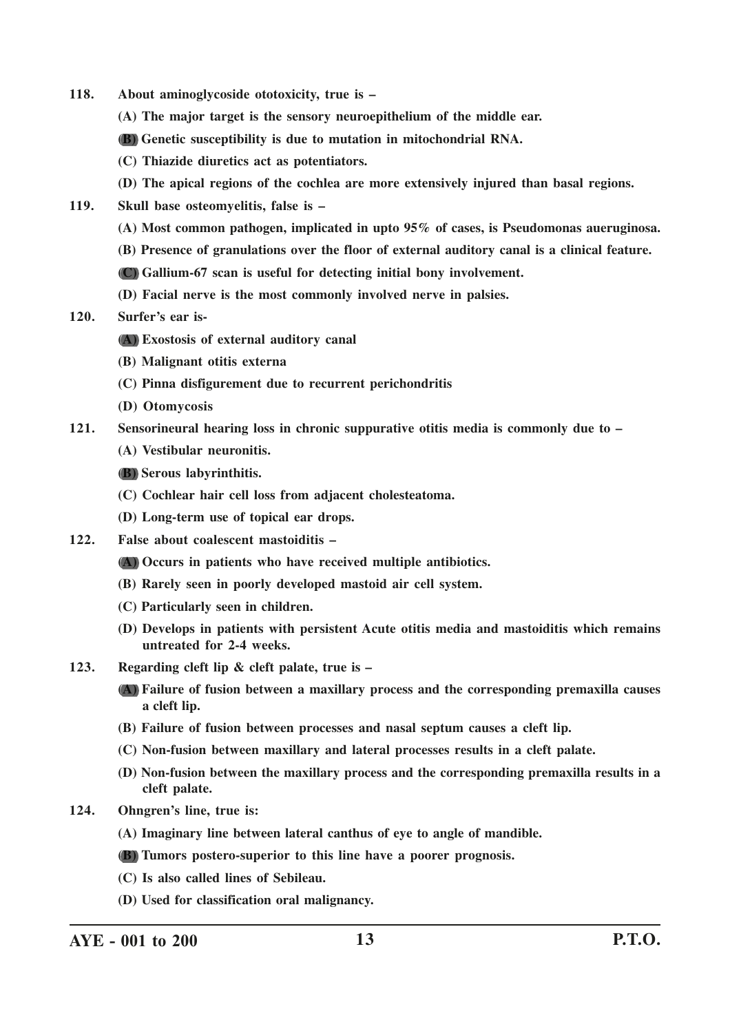**118. About aminoglycoside ototoxicity, true is –**

**(A) The major target is the sensory neuroepithelium of the middle ear.**

**(B) Genetic susceptibility is due to mutation in mitochondrial RNA.**

**(C) Thiazide diuretics act as potentiators.**

**(D) The apical regions of the cochlea are more extensively injured than basal regions.**

**119. Skull base osteomyelitis, false is –**

**(A) Most common pathogen, implicated in upto 95% of cases, is Pseudomonas aueruginosa.**

**(B) Presence of granulations over the floor of external auditory canal is a clinical feature.**

**(C) Gallium-67 scan is useful for detecting initial bony involvement.**

**(D) Facial nerve is the most commonly involved nerve in palsies.**

**120. Surfer's ear is-**

**(A) Exostosis of external auditory canal**

**(B) Malignant otitis externa**

**(C) Pinna disfigurement due to recurrent perichondritis**

**(D) Otomycosis**

**121. Sensorineural hearing loss in chronic suppurative otitis media is commonly due to –**

**(A) Vestibular neuronitis.**

**(B) Serous labyrinthitis.**

**(C) Cochlear hair cell loss from adjacent cholesteatoma.**

**(D) Long-term use of topical ear drops.**

**122. False about coalescent mastoiditis –**

**(A) Occurs in patients who have received multiple antibiotics.**

**(B) Rarely seen in poorly developed mastoid air cell system.**

**(C) Particularly seen in children.**

**(D) Develops in patients with persistent Acute otitis media and mastoiditis which remains untreated for 2-4 weeks.**

**123. Regarding cleft lip & cleft palate, true is –**

**(A) Failure of fusion between a maxillary process and the corresponding premaxilla causes a cleft lip.**

**(B) Failure of fusion between processes and nasal septum causes a cleft lip.**

**(C) Non-fusion between maxillary and lateral processes results in a cleft palate.**

**(D) Non-fusion between the maxillary process and the corresponding premaxilla results in a cleft palate.**

**124. Ohngren's line, true is:**

**(A) Imaginary line between lateral canthus of eye to angle of mandible.**

**(B) Tumors postero-superior to this line have a poorer prognosis.**

**(C) Is also called lines of Sebileau.**

**(D) Used for classification oral malignancy.**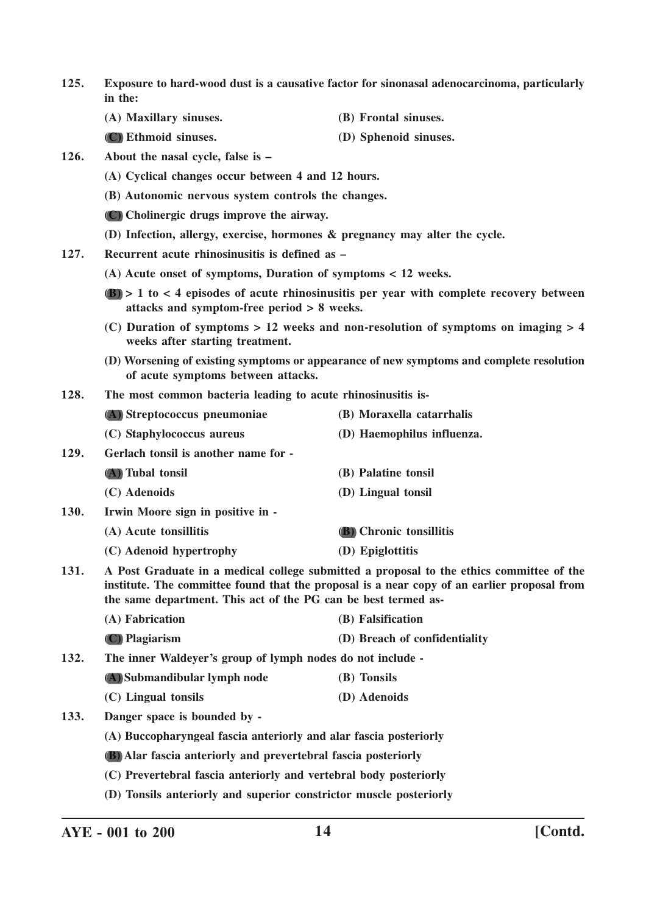**125.** **Exposure to hard-wood dust is a causative factor for sinonasal adenocarcinoma, particularly in the:**

**(A) Maxillary sinuses.** **(B) Frontal sinuses.**

**(C) Ethmoid sinuses.** **(D) Sphenoid sinuses.**

**126.** **About the nasal cycle, false is –**

**(A) Cyclical changes occur between 4 and 12 hours.**

**(B) Autonomic nervous system controls the changes.**

**(C) Cholinergic drugs improve the airway.**

**(D) Infection, allergy, exercise, hormones & pregnancy may alter the cycle.**

**127.** **Recurrent acute rhinosinusitis is defined as –**

**(A) Acute onset of symptoms, Duration of symptoms < 12 weeks.**

**(B) > 1 to < 4 episodes of acute rhinosinusitis per year with complete recovery between attacks and symptom-free period > 8 weeks.**

**(C) Duration of symptoms > 12 weeks and non-resolution of symptoms on imaging > 4 weeks after starting treatment.**

**(D) Worsening of existing symptoms or appearance of new symptoms and complete resolution of acute symptoms between attacks.**

**128.** **The most common bacteria leading to acute rhinosinusitis is-**

**(A) Streptococcus pneumoniae** **(B) Moraxella catarrhalis**

**(C) Staphylococcus aureus** **(D) Haemophilus influenza.**

**129.** **Gerlach tonsil is another name for -**

**(A) Tubal tonsil** **(B) Palatine tonsil**

**(C) Adenoids** **(D) Lingual tonsil**

**130.** **Irwin Moore sign in positive in -**

**(A) Acute tonsillitis** **(B) Chronic tonsillitis**

**(C) Adenoid hypertrophy** **(D) Epiglottitis**

**131.** **A Post Graduate in a medical college submitted a proposal to the ethics committee of the institute. The committee found that the proposal is a near copy of an earlier proposal from the same department. This act of the PG can be best termed as-**

**(A) Fabrication** **(B) Falsification**

**(C) Plagiarism** **(D) Breach of confidentiality**

**132.** **The inner Waldeyer's group of lymph nodes do not include -**

**(A) Submandibular lymph node** **(B) Tonsils**

**(C) Lingual tonsils** **(D) Adenoids**

**133.** **Danger space is bounded by -**

**(A) Buccopharyngeal fascia anteriorly and alar fascia posteriorly**

**(B) Alar fascia anteriorly and prevertebral fascia posteriorly**

**(C) Prevertebral fascia anteriorly and vertebral body posteriorly**

**(D) Tonsils anteriorly and superior constrictor muscle posteriorly**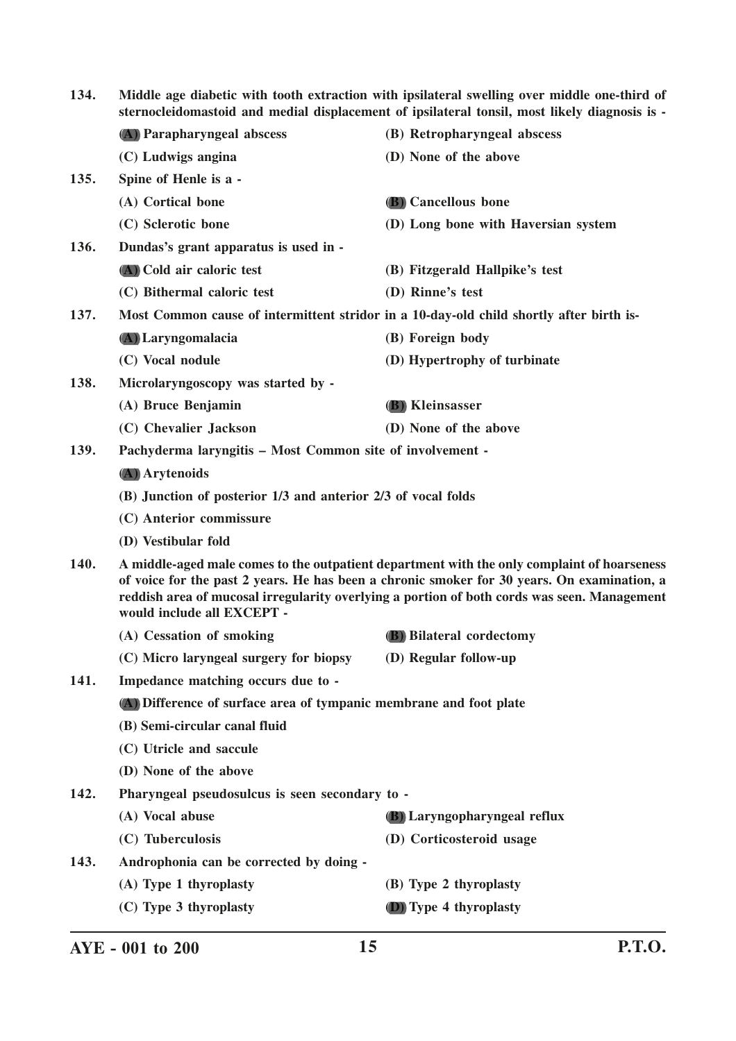134. Middle age diabetic with tooth extraction with ipsilateral swelling over middle one-third of sternocleidomastoid and medial displacement of ipsilateral tonsil, most likely diagnosis is -

(A) Parapharyngeal abscess
(B) Retropharyngeal abscess
(C) Ludwigs angina
(D) None of the above

135. Spine of Henle is a -

(A) Cortical bone
(B) Cancellous bone
(C) Sclerotic bone
(D) Long bone with Haversian system

136. Dundas's grant apparatus is used in -

(A) Cold air caloric test
(B) Fitzgerald Hallpike's test
(C) Bithermal caloric test
(D) Rinne's test

137. Most Common cause of intermittent stridor in a 10-day-old child shortly after birth is-

(A) Laryngomalacia
(B) Foreign body
(C) Vocal nodule
(D) Hypertrophy of turbinate

138. Microlaryngoscopy was started by -

(A) Bruce Benjamin
(B) Kleinsasser
(C) Chevalier Jackson
(D) None of the above

139. Pachyderma laryngitis – Most Common site of involvement -

(A) Arytenoids
(B) Junction of posterior 1/3 and anterior 2/3 of vocal folds
(C) Anterior commissure
(D) Vestibular fold

140. A middle-aged male comes to the outpatient department with the only complaint of hoarseness of voice for the past 2 years. He has been a chronic smoker for 30 years. On examination, a reddish area of mucosal irregularity overlying a portion of both cords was seen. Management would include all EXCEPT -

(A) Cessation of smoking
(B) Bilateral cordectomy
(C) Micro laryngeal surgery for biopsy
(D) Regular follow-up

141. Impedance matching occurs due to -

(A) Difference of surface area of tympanic membrane and foot plate
(B) Semi-circular canal fluid
(C) Utricle and saccule
(D) None of the above

142. Pharyngeal pseudosulcus is seen secondary to -

(A) Vocal abuse
(B) Laryngopharyngeal reflux
(C) Tuberculosis
(D) Corticosteroid usage

143. Androphonia can be corrected by doing -

(A) Type 1 thyroplasty
(B) Type 2 thyroplasty
(C) Type 3 thyroplasty
(D) Type 4 thyroplasty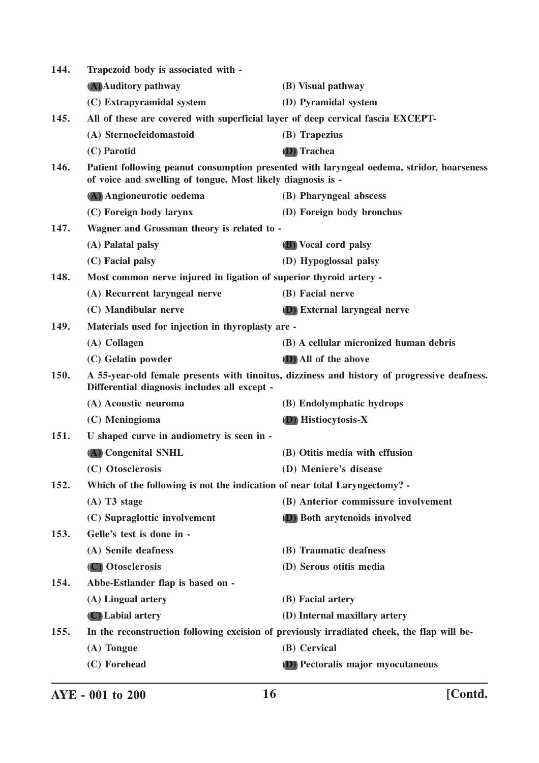144. **Trapezoid body is associated with -**

**(A) Auditory pathway** | **(B) Visual pathway**
**(C) Extrapyramidal system** | **(D) Pyramidal system**

145. **All of these are covered with superficial layer of deep cervical fascia EXCEPT-**

**(A) Sternocleidomastoid** | **(B) Trapezius**
**(C) Parotid** | **(D) Trachea**

146. **Patient following peanut consumption presented with laryngeal oedema, stridor, hoarseness of voice and swelling of tongue. Most likely diagnosis is -**

**(A) Angioneurotic oedema** | **(B) Pharyngeal abscess**
**(C) Foreign body larynx** | **(D) Foreign body bronchus**

147. **Wagner and Grossman theory is related to -**

**(A) Palatal palsy** | **(B) Vocal cord palsy**
**(C) Facial palsy** | **(D) Hypoglossal palsy**

148. **Most common nerve injured in ligation of superior thyroid artery -**

**(A) Recurrent laryngeal nerve** | **(B) Facial nerve**
**(C) Mandibular nerve** | **(D) External laryngeal nerve**

149. **Materials used for injection in thyroplasty are -**

**(A) Collagen** | **(B) A cellular micronized human debris**
**(C) Gelatin powder** | **(D) All of the above**

150. **A 55-year-old female presents with tinnitus, dizziness and history of progressive deafness. Differential diagnosis includes all except -**

**(A) Acoustic neuroma** | **(B) Endolymphatic hydrops**
**(C) Meningioma** | **(D) Histiocytosis-X**

151. **U shaped curve in audiometry is seen in -**

**(A) Congenital SNHL** | **(B) Otitis media with effusion**
**(C) Otosclerosis** | **(D) Meniere's disease**

152. **Which of the following is not the indication of near total Laryngectomy? -**

**(A) T3 stage** | **(B) Anterior commissure involvement**
**(C) Supraglottic involvement** | **(D) Both arytenoids involved**

153. **Gelle's test is done in -**

**(A) Senile deafness** | **(B) Traumatic deafness**
**(C) Otosclerosis** | **(D) Serous otitis media**

154. **Abbe-Estlander flap is based on -**

**(A) Lingual artery** | **(B) Facial artery**
**(C) Labial artery** | **(D) Internal maxillary artery**

155. **In the reconstruction following excision of previously irradiated cheek, the flap will be-**

**(A) Tongue** | **(B) Cervical**
**(C) Forehead** | **(D) Pectoralis major myocutaneous**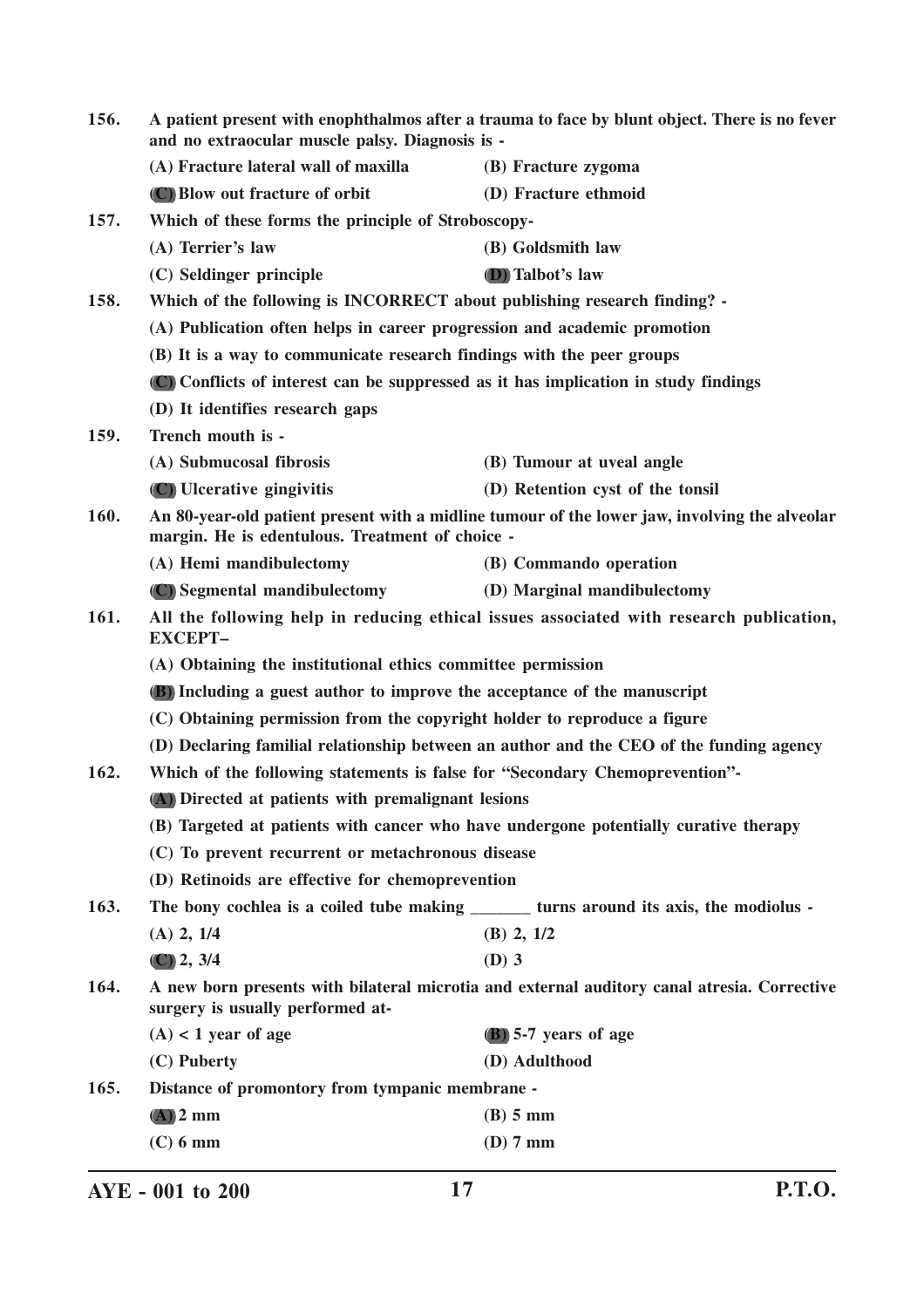**156.** **A patient present with enophthalmos after a trauma to face by blunt object. There is no fever and no extraocular muscle palsy. Diagnosis is -**

**(A) Fracture lateral wall of maxilla** **(B) Fracture zygoma**

**(C) Blow out fracture of orbit** **(D) Fracture ethmoid**

**157.** **Which of these forms the principle of Stroboscopy-**

**(A) Terrier's law** **(B) Goldsmith law**

**(C) Seldinger principle** **(D) Talbot's law**

**158.** **Which of the following is INCORRECT about publishing research finding? -**

**(A) Publication often helps in career progression and academic promotion**

**(B) It is a way to communicate research findings with the peer groups**

**(C) Conflicts of interest can be suppressed as it has implication in study findings**

**(D) It identifies research gaps**

**159.** **Trench mouth is -**

**(A) Submucosal fibrosis** **(B) Tumour at uveal angle**

**(C) Ulcerative gingivitis** **(D) Retention cyst of the tonsil**

**160.** **An 80-year-old patient present with a midline tumour of the lower jaw, involving the alveolar margin. He is edentulous. Treatment of choice -**

**(A) Hemi mandibulectomy** **(B) Commando operation**

**(C) Segmental mandibulectomy** **(D) Marginal mandibulectomy**

**161.** **All the following help in reducing ethical issues associated with research publication, EXCEPT–**

**(A) Obtaining the institutional ethics committee permission**

**(B) Including a guest author to improve the acceptance of the manuscript**

**(C) Obtaining permission from the copyright holder to reproduce a figure**

**(D) Declaring familial relationship between an author and the CEO of the funding agency**

**162.** **Which of the following statements is false for "Secondary Chemoprevention"-**

**(A) Directed at patients with premalignant lesions**

**(B) Targeted at patients with cancer who have undergone potentially curative therapy**

**(C) To prevent recurrent or metachronous disease**

**(D) Retinoids are effective for chemoprevention**

**163.** **The bony cochlea is a coiled tube making _______ turns around its axis, the modiolus -**

**(A) 2, 1/4** **(B) 2, 1/2**

**(C) 2, 3/4** **(D) 3**

**164.** **A new born presents with bilateral microtia and external auditory canal atresia. Corrective surgery is usually performed at-**

**(A) < 1 year of age** **(B) 5-7 years of age**

**(C) Puberty** **(D) Adulthood**

**165.** **Distance of promontory from tympanic membrane -**

**(A) 2 mm** **(B) 5 mm**

**(C) 6 mm** **(D) 7 mm**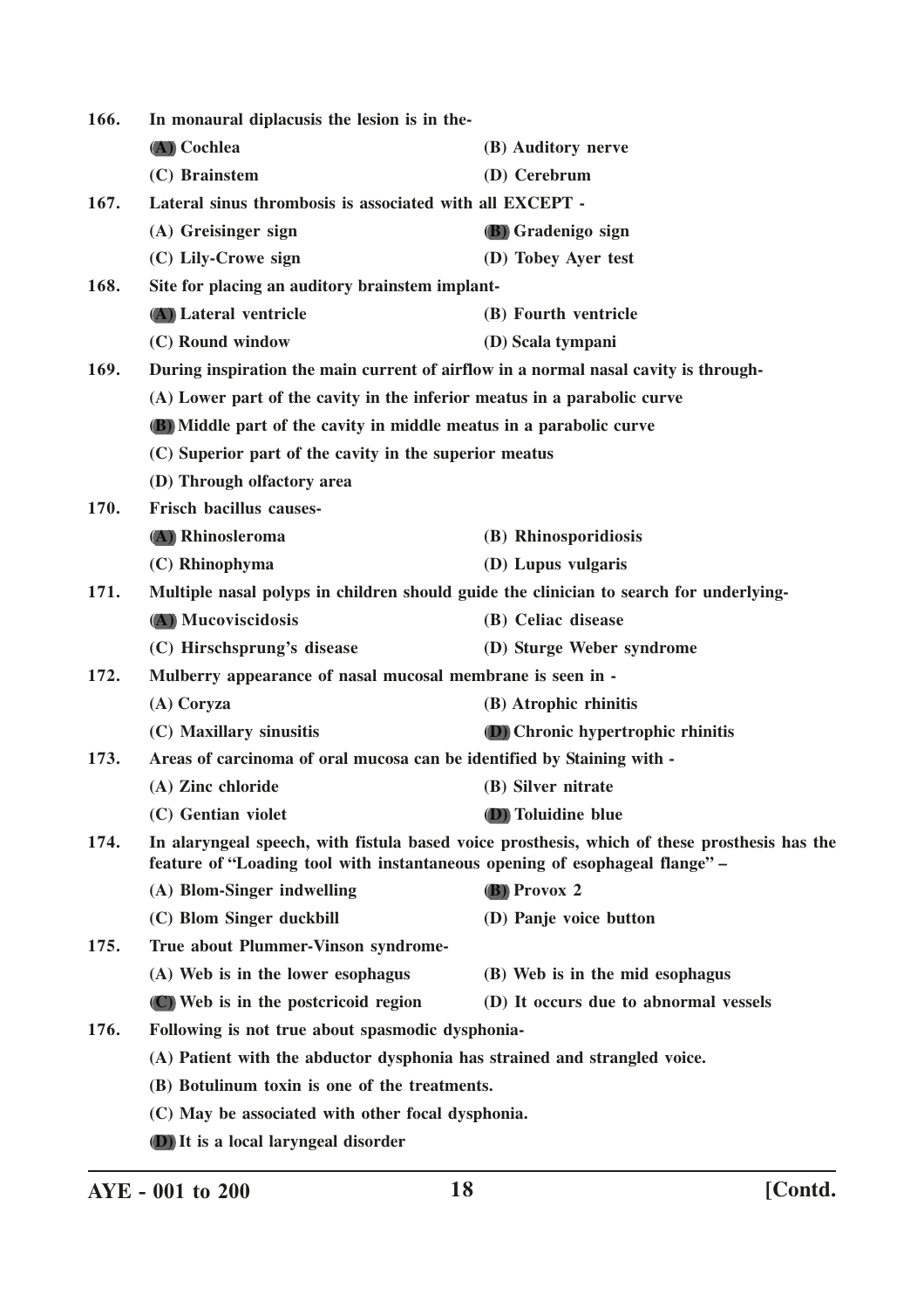166. In monaural diplacusis the lesion is in the-

(A) Cochlea (B) Auditory nerve

(C) Brainstem (D) Cerebrum

167. Lateral sinus thrombosis is associated with all EXCEPT -

(A) Greisinger sign (B) Gradenigo sign

(C) Lily-Crowe sign (D) Tobey Ayer test

168. Site for placing an auditory brainstem implant-

(A) Lateral ventricle (B) Fourth ventricle

(C) Round window (D) Scala tympani

169. During inspiration the main current of airflow in a normal nasal cavity is through-

(A) Lower part of the cavity in the inferior meatus in a parabolic curve

(B) Middle part of the cavity in middle meatus in a parabolic curve

(C) Superior part of the cavity in the superior meatus

(D) Through olfactory area

170. Frisch bacillus causes-

(A) Rhinosleroma (B) Rhinosporidiosis

(C) Rhinophyma (D) Lupus vulgaris

171. Multiple nasal polyps in children should guide the clinician to search for underlying-

(A) Mucoviscidosis (B) Celiac disease

(C) Hirschsprung's disease (D) Sturge Weber syndrome

172. Mulberry appearance of nasal mucosal membrane is seen in -

(A) Coryza (B) Atrophic rhinitis

(C) Maxillary sinusitis (D) Chronic hypertrophic rhinitis

173. Areas of carcinoma of oral mucosa can be identified by Staining with -

(A) Zinc chloride (B) Silver nitrate

(C) Gentian violet (D) Toluidine blue

174. In alaryngeal speech, with fistula based voice prosthesis, which of these prosthesis has the feature of "Loading tool with instantaneous opening of esophageal flange" –

(A) Blom-Singer indwelling (B) Provox 2

(C) Blom Singer duckbill (D) Panje voice button

175. True about Plummer-Vinson syndrome-

(A) Web is in the lower esophagus (B) Web is in the mid esophagus

(C) Web is in the postcricoid region (D) It occurs due to abnormal vessels

176. Following is not true about spasmodic dysphonia-

(A) Patient with the abductor dysphonia has strained and strangled voice.

(B) Botulinum toxin is one of the treatments.

(C) May be associated with other focal dysphonia.

(D) It is a local laryngeal disorder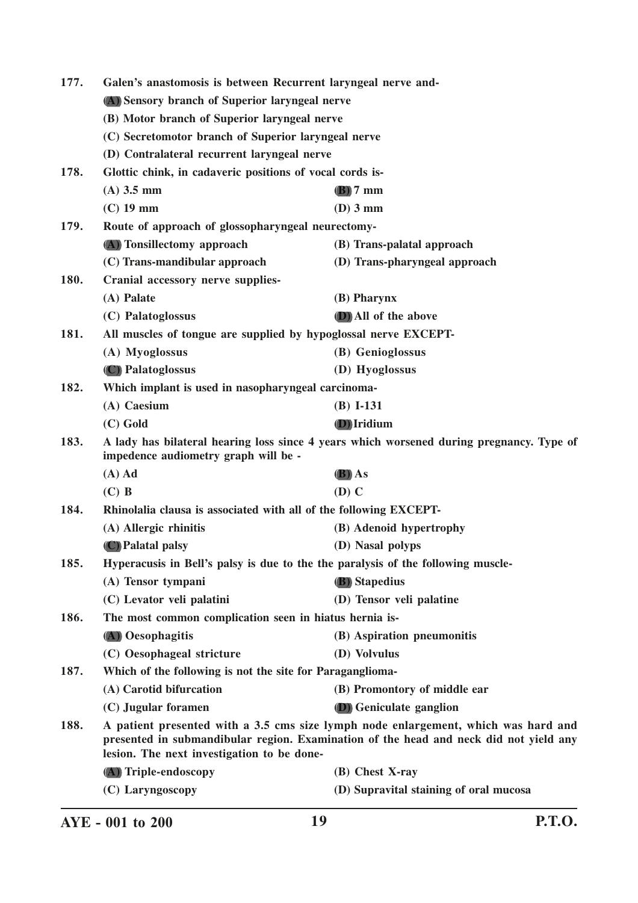177. Galen's anastomosis is between Recurrent laryngeal nerve and-

(A) Sensory branch of Superior laryngeal nerve

(B) Motor branch of Superior laryngeal nerve

(C) Secretomotor branch of Superior laryngeal nerve

(D) Contralateral recurrent laryngeal nerve

178. Glottic chink, in cadaveric positions of vocal cords is-

(A) 3.5 mm (B) 7 mm

(C) 19 mm (D) 3 mm

179. Route of approach of glossopharyngeal neurectomy-

(A) Tonsillectomy approach (B) Trans-palatal approach

(C) Trans-mandibular approach (D) Trans-pharyngeal approach

180. Cranial accessory nerve supplies-

(A) Palate (B) Pharynx

(C) Palatoglossus (D) All of the above

181. All muscles of tongue are supplied by hypoglossal nerve EXCEPT-

(A) Myoglossus (B) Genioglossus

(C) Palatoglossus (D) Hyoglossus

182. Which implant is used in nasopharyngeal carcinoma-

(A) Caesium (B) I-131

(C) Gold (D) Iridium

183. A lady has bilateral hearing loss since 4 years which worsened during pregnancy. Type of impedence audiometry graph will be -

(A) Ad (B) As

(C) B (D) C

184. Rhinolalia clausa is associated with all of the following EXCEPT-

(A) Allergic rhinitis (B) Adenoid hypertrophy

(C) Palatal palsy (D) Nasal polyps

185. Hyperacusis in Bell's palsy is due to the the paralysis of the following muscle-

(A) Tensor tympani (B) Stapedius

(C) Levator veli palatini (D) Tensor veli palatine

186. The most common complication seen in hiatus hernia is-

(A) Oesophagitis (B) Aspiration pneumonitis

(C) Oesophageal stricture (D) Volvulus

187. Which of the following is not the site for Paraganglioma-

(A) Carotid bifurcation (B) Promontory of middle ear

(C) Jugular foramen (D) Geniculate ganglion

188. A patient presented with a 3.5 cms size lymph node enlargement, which was hard and presented in submandibular region. Examination of the head and neck did not yield any lesion. The next investigation to be done-

(A) Triple-endoscopy (B) Chest X-ray

(C) Laryngoscopy (D) Supravital staining of oral mucosa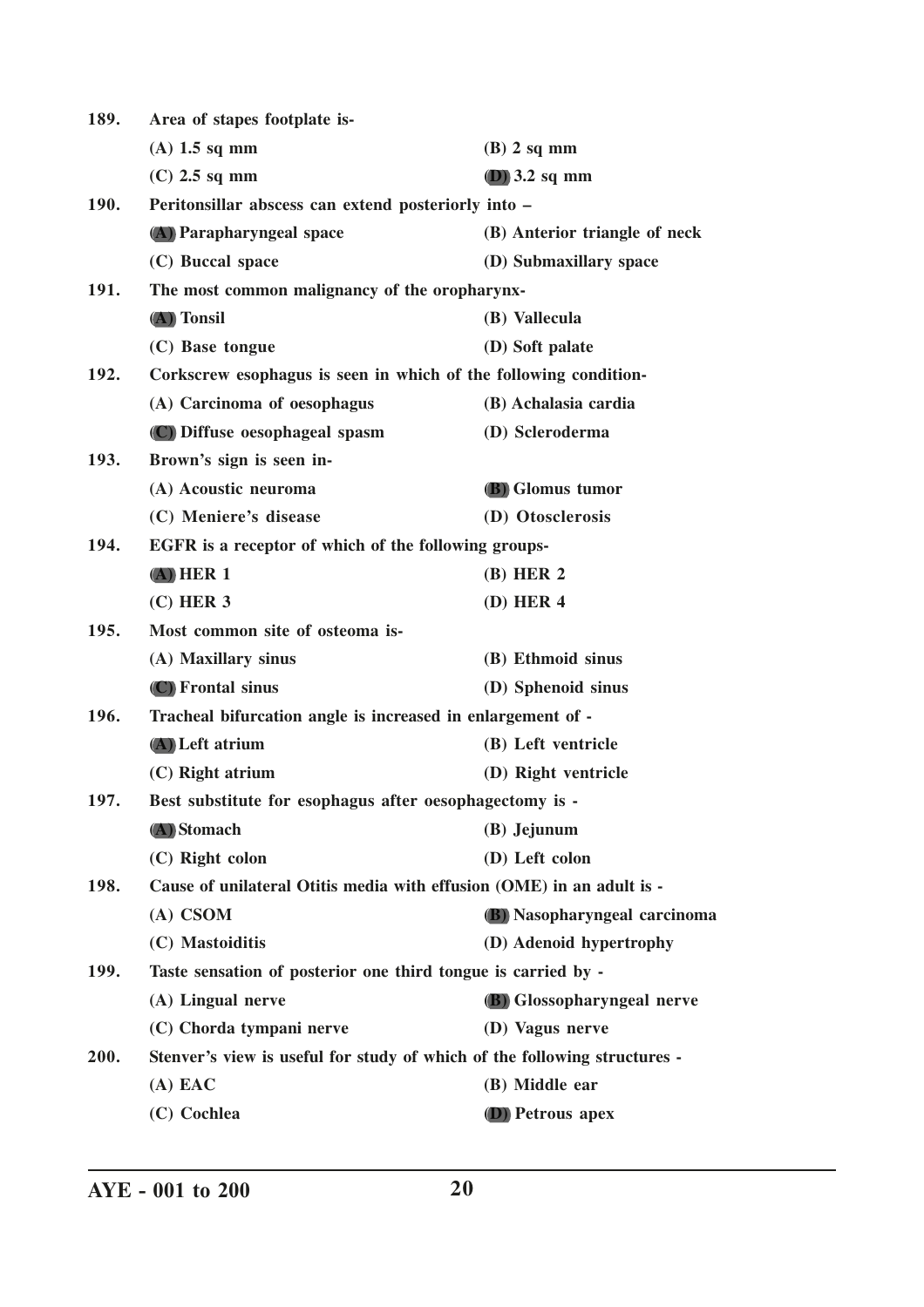189. **Area of stapes footplate is-**

(A) 1.5 sq mm　　(B) 2 sq mm

(C) 2.5 sq mm　　**(D) 3.2 sq mm**

190. **Peritonsillar abscess can extend posteriorly into –**

**(A) Parapharyngeal space**　　(B) Anterior triangle of neck

(C) Buccal space　　(D) Submaxillary space

191. **The most common malignancy of the oropharynx-**

**(A) Tonsil**　　(B) Vallecula

(C) Base tongue　　(D) Soft palate

192. **Corkscrew esophagus is seen in which of the following condition-**

(A) Carcinoma of oesophagus　　(B) Achalasia cardia

**(C) Diffuse oesophageal spasm**　　(D) Scleroderma

193. **Brown's sign is seen in-**

(A) Acoustic neuroma　　**(B) Glomus tumor**

(C) Meniere's disease　　(D) Otosclerosis

194. **EGFR is a receptor of which of the following groups-**

**(A) HER 1**　　(B) HER 2

(C) HER 3　　(D) HER 4

195. **Most common site of osteoma is-**

(A) Maxillary sinus　　(B) Ethmoid sinus

**(C) Frontal sinus**　　(D) Sphenoid sinus

196. **Tracheal bifurcation angle is increased in enlargement of -**

**(A) Left atrium**　　(B) Left ventricle

(C) Right atrium　　(D) Right ventricle

197. **Best substitute for esophagus after oesophagectomy is -**

**(A) Stomach**　　(B) Jejunum

(C) Right colon　　(D) Left colon

198. **Cause of unilateral Otitis media with effusion (OME) in an adult is -**

(A) CSOM　　**(B) Nasopharyngeal carcinoma**

(C) Mastoiditis　　(D) Adenoid hypertrophy

199. **Taste sensation of posterior one third tongue is carried by -**

(A) Lingual nerve　　**(B) Glossopharyngeal nerve**

(C) Chorda tympani nerve　　(D) Vagus nerve

200. **Stenver's view is useful for study of which of the following structures -**

(A) EAC　　(B) Middle ear

(C) Cochlea　　**(D) Petrous apex**